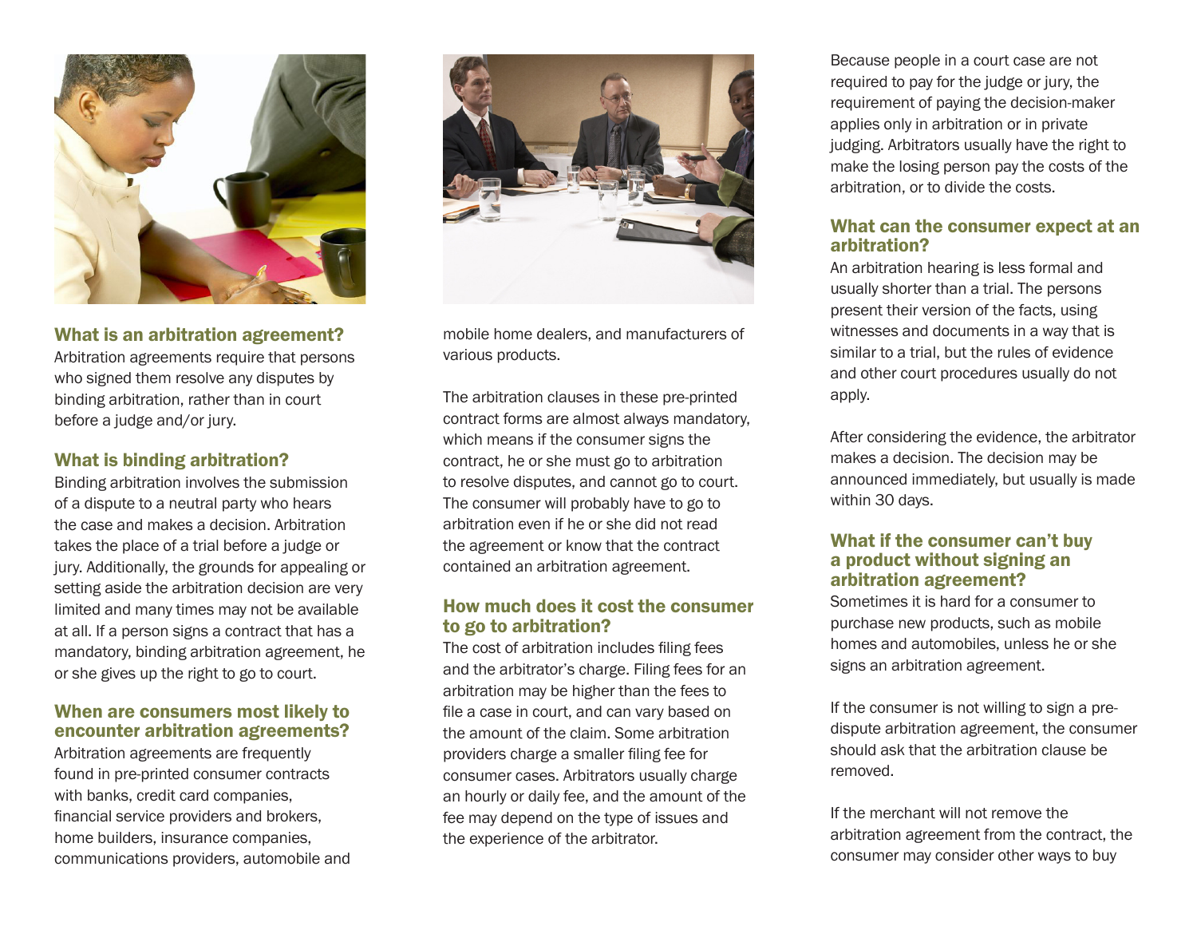### What is an arbitration agreement?

Arbitration agreements require that persons who signed them resolve any disputes by binding arbitration, rather than in court before a judge and/or jury.

### What is binding arbitration?

Binding arbitration involves the submission of a dispute to a neutral party who hears the case and makes a decision. Arbitration takes the place of a trial before a judge or jury. Additionally, the grounds for appealing or setting aside the arbitration decision are very limited and many times may not be available at all. If a person signs a contract that has a mandatory, binding arbitration agreement, he or she gives up the right to go to court.

### When are consumers most likely to encounter arbitration agreements?

Arbitration agreements are frequently found in pre-printed consumer contracts with banks, credit card companies, financial service providers and brokers, home builders, insurance companies, communications providers, automobile and mobile home dealers, and manufacturers of various products.

The arbitration clauses in these pre-printed contract forms are almost always mandatory, which means if the consumer signs the contract, he or she must go to arbitration to resolve disputes, and cannot go to court. The consumer will probably have to go to arbitration even if he or she did not read the agreement or know that the contract contained an arbitration agreement.

### How much does it cost the consumer to go to arbitration?

The cost of arbitration includes filing fees and the arbitrator's charge. Filing fees for an arbitration may be higher than the fees to file a case in court, and can vary based on the amount of the claim. Some arbitration providers charge a smaller filing fee for consumer cases. Arbitrators usually charge an hourly or daily fee, and the amount of the fee may depend on the type of issues and the experience of the arbitrator.

Because people in a court case are not required to pay for the judge or jury, the requirement of paying the decision-maker applies only in arbitration or in private judging. Arbitrators usually have the right to make the losing person pay the costs of the arbitration, or to divide the costs.

### What can the consumer expect at an arbitration?

An arbitration hearing is less formal and usually shorter than a trial. The persons present their version of the facts, using witnesses and documents in a way that is similar to a trial, but the rules of evidence and other court procedures usually do not apply.

After considering the evidence, the arbitrator makes a decision. The decision may be announced immediately, but usually is made within 30 days.

### What if the consumer can't buy a product without signing an arbitration agreement?

Sometimes it is hard for a consumer to purchase new products, such as mobile homes and automobiles, unless he or she signs an arbitration agreement.

If the consumer is not willing to sign a pre-dispute arbitration agreement, the consumer should ask that the arbitration clause be removed.

If the merchant will not remove the arbitration agreement from the contract, the consumer may consider other ways to buy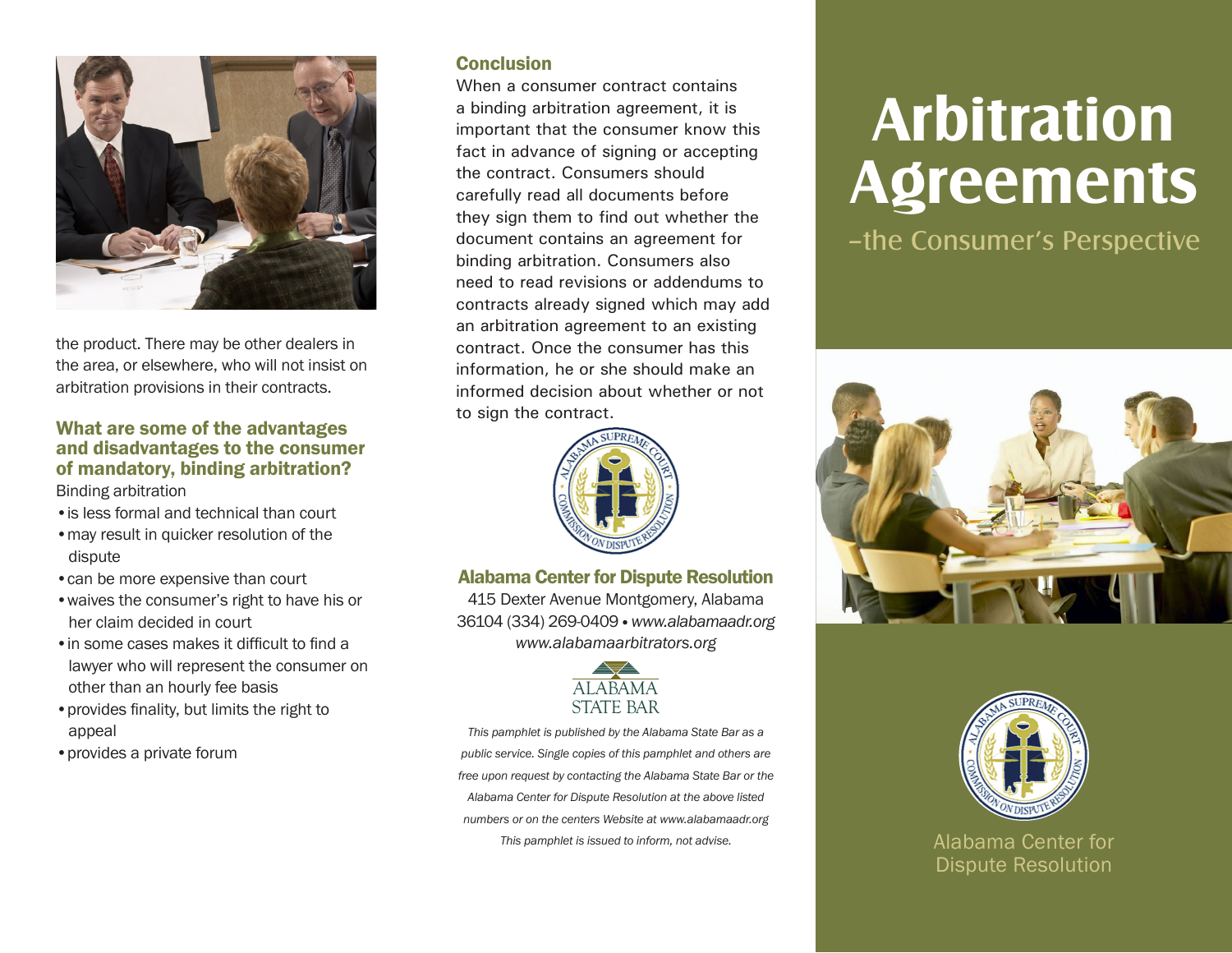the product. There may be other dealers in the area, or elsewhere, who will not insist on arbitration provisions in their contracts.

### What are some of the advantages and disadvantages to the consumer of mandatory, binding arbitration?

Binding arbitration

- is less formal and technical than court
- may result in quicker resolution of the dispute
- can be more expensive than court
- waives the consumer's right to have his or her claim decided in court
- in some cases makes it difficult to find a lawyer who will represent the consumer on other than an hourly fee basis
- provides finality, but limits the right to appeal
- provides a private forum

### Conclusion

When a consumer contract contains a binding arbitration agreement, it is important that the consumer know this fact in advance of signing or accepting the contract. Consumers should carefully read all documents before they sign them to find out whether the document contains an agreement for binding arbitration. Consumers also need to read revisions or addendums to contracts already signed which may add an arbitration agreement to an existing contract. Once the consumer has this information, he or she should make an informed decision about whether or not to sign the contract.

**Alabama Center for Dispute Resolution**

415 Dexter Avenue Montgomery, Alabama 36104 (334) 269-0409 • *www.alabamaadr.org*
*www.alabamaarbitrators.org*

ALABAMA STATE BAR

*This pamphlet is published by the Alabama State Bar as a public service. Single copies of this pamphlet and others are free upon request by contacting the Alabama State Bar or the Alabama Center for Dispute Resolution at the above listed numbers or on the centers Website at www.alabamaadr.org This pamphlet is issued to inform, not advise.*

# Arbitration Agreements

## –the Consumer's Perspective

Alabama Center for Dispute Resolution